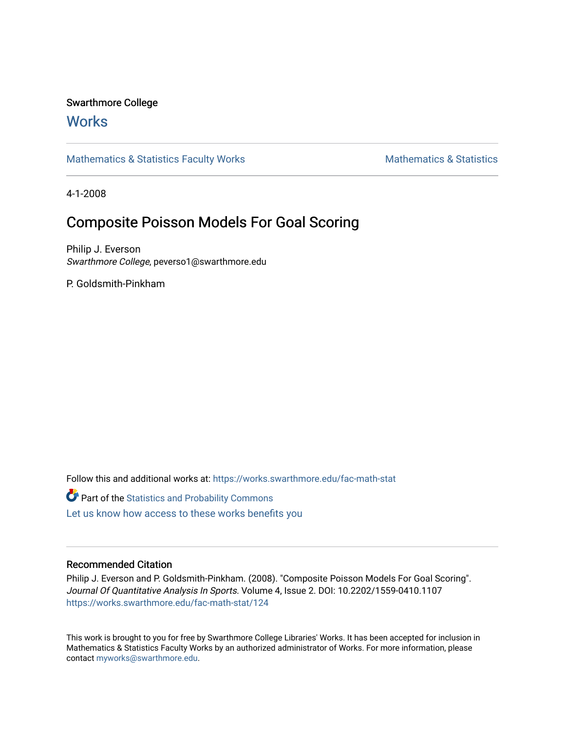Swarthmore College

# Works

Mathematics & Statistics Faculty Works

Mathematics & Statistics

4-1-2008

## Composite Poisson Models For Goal Scoring

Philip J. Everson
*Swarthmore College*, peverso1@swarthmore.edu

P. Goldsmith-Pinkham

Follow this and additional works at: https://works.swarthmore.edu/fac-math-stat

Part of the Statistics and Probability Commons

Let us know how access to these works benefits you

### Recommended Citation

Philip J. Everson and P. Goldsmith-Pinkham. (2008). "Composite Poisson Models For Goal Scoring". *Journal Of Quantitative Analysis In Sports*. Volume 4, Issue 2. DOI: 10.2202/1559-0410.1107
https://works.swarthmore.edu/fac-math-stat/124

This work is brought to you for free by Swarthmore College Libraries' Works. It has been accepted for inclusion in Mathematics & Statistics Faculty Works by an authorized administrator of Works. For more information, please contact myworks@swarthmore.edu.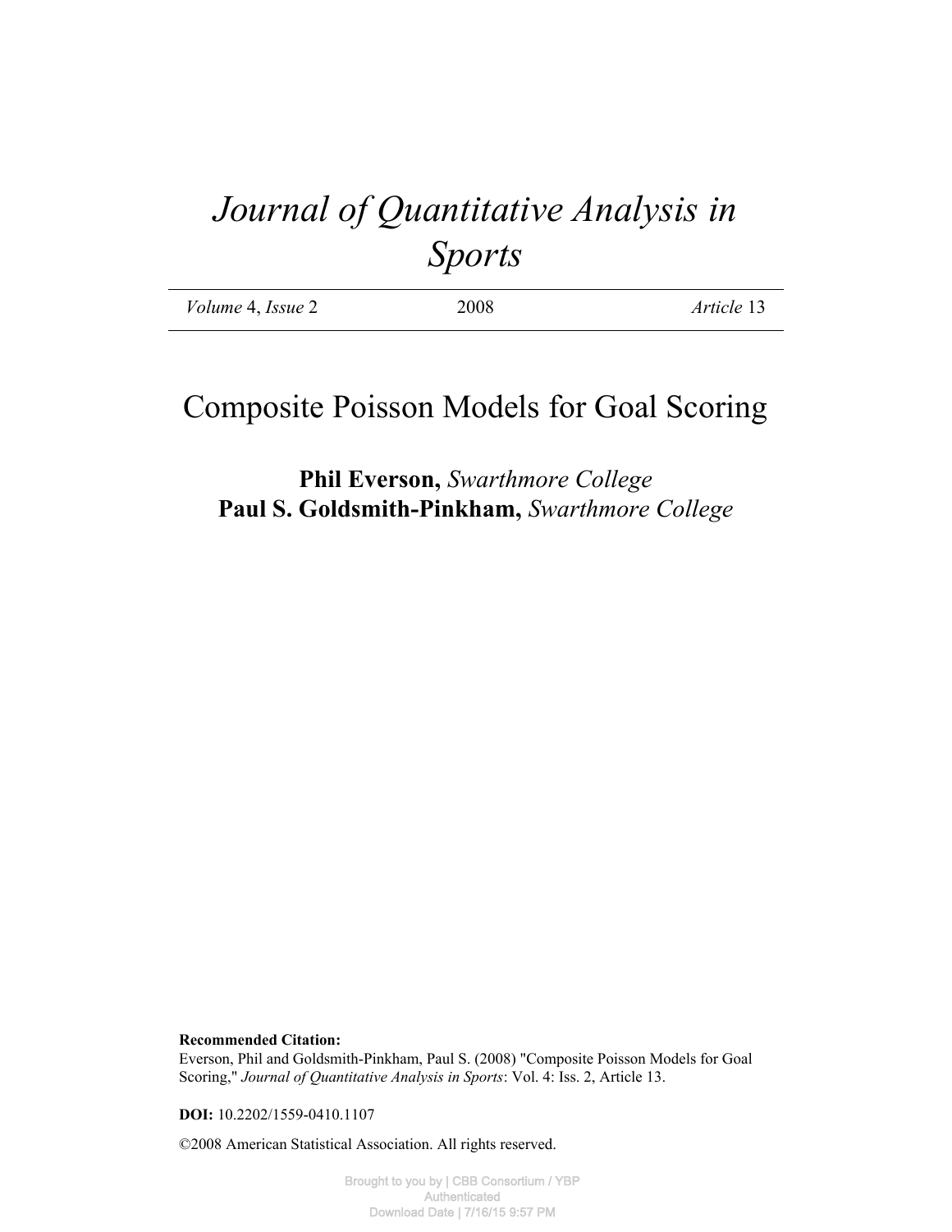# Journal of Quantitative Analysis in Sports

| *Volume* 4, *Issue* 2 | 2008 | *Article* 13 |
| --- | --- | --- |

# Composite Poisson Models for Goal Scoring

**Phil Everson,** *Swarthmore College*
**Paul S. Goldsmith-Pinkham,** *Swarthmore College*

**Recommended Citation:**
Everson, Phil and Goldsmith-Pinkham, Paul S. (2008) "Composite Poisson Models for Goal Scoring," *Journal of Quantitative Analysis in Sports*: Vol. 4: Iss. 2, Article 13.

**DOI:** 10.2202/1559-0410.1107

©2008 American Statistical Association. All rights reserved.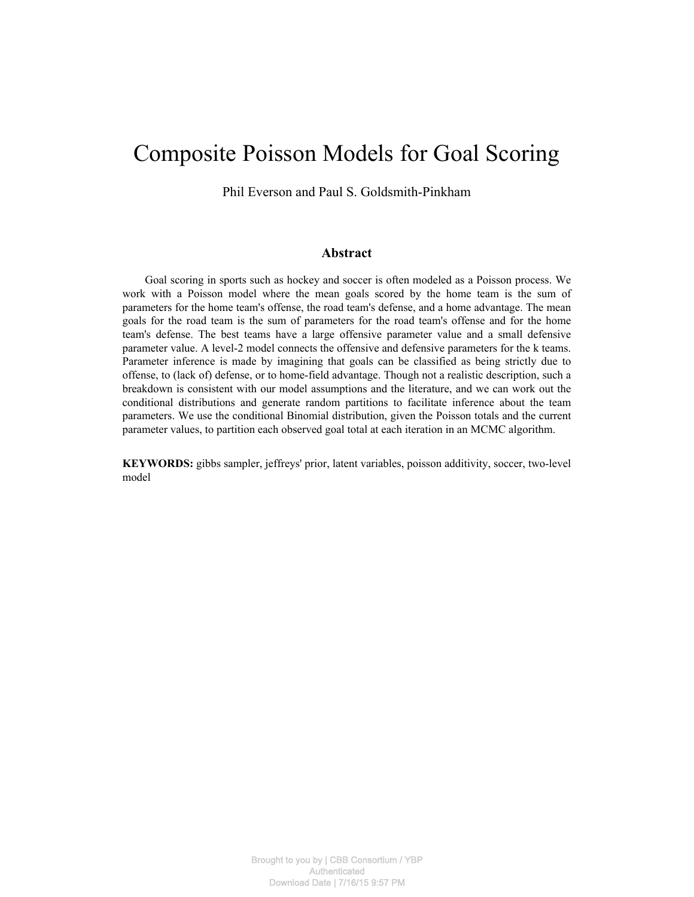# Composite Poisson Models for Goal Scoring

Phil Everson and Paul S. Goldsmith-Pinkham

## Abstract

Goal scoring in sports such as hockey and soccer is often modeled as a Poisson process. We work with a Poisson model where the mean goals scored by the home team is the sum of parameters for the home team's offense, the road team's defense, and a home advantage. The mean goals for the road team is the sum of parameters for the road team's offense and for the home team's defense. The best teams have a large offensive parameter value and a small defensive parameter value. A level-2 model connects the offensive and defensive parameters for the k teams. Parameter inference is made by imagining that goals can be classified as being strictly due to offense, to (lack of) defense, or to home-field advantage. Though not a realistic description, such a breakdown is consistent with our model assumptions and the literature, and we can work out the conditional distributions and generate random partitions to facilitate inference about the team parameters. We use the conditional Binomial distribution, given the Poisson totals and the current parameter values, to partition each observed goal total at each iteration in an MCMC algorithm.

**KEYWORDS:** gibbs sampler, jeffreys' prior, latent variables, poisson additivity, soccer, two-level model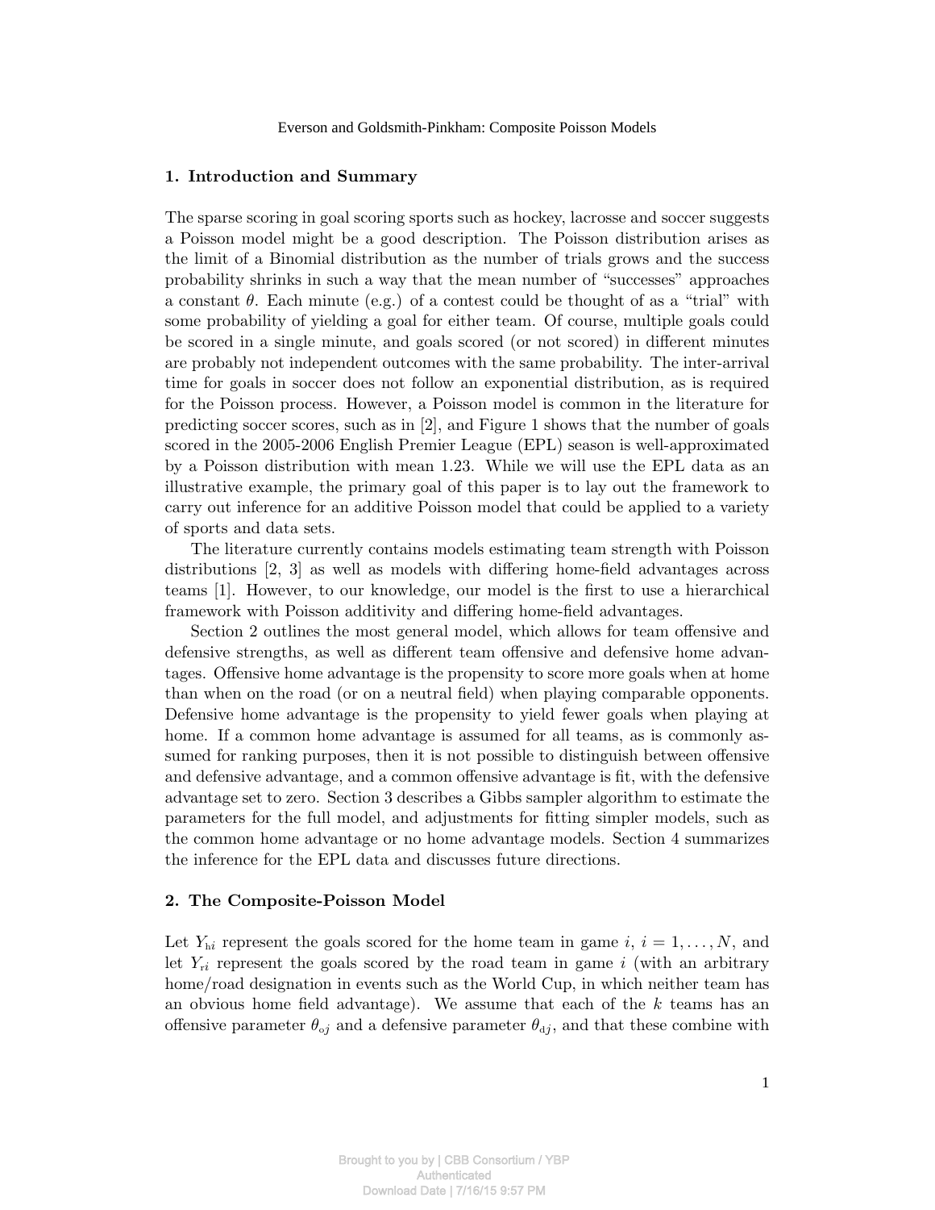## 1. Introduction and Summary

The sparse scoring in goal scoring sports such as hockey, lacrosse and soccer suggests a Poisson model might be a good description. The Poisson distribution arises as the limit of a Binomial distribution as the number of trials grows and the success probability shrinks in such a way that the mean number of "successes" approaches a constant $\theta$. Each minute (e.g.) of a contest could be thought of as a "trial" with some probability of yielding a goal for either team. Of course, multiple goals could be scored in a single minute, and goals scored (or not scored) in different minutes are probably not independent outcomes with the same probability. The inter-arrival time for goals in soccer does not follow an exponential distribution, as is required for the Poisson process. However, a Poisson model is common in the literature for predicting soccer scores, such as in [2], and Figure 1 shows that the number of goals scored in the 2005-2006 English Premier League (EPL) season is well-approximated by a Poisson distribution with mean 1.23. While we will use the EPL data as an illustrative example, the primary goal of this paper is to lay out the framework to carry out inference for an additive Poisson model that could be applied to a variety of sports and data sets.

The literature currently contains models estimating team strength with Poisson distributions [2, 3] as well as models with differing home-field advantages across teams [1]. However, to our knowledge, our model is the first to use a hierarchical framework with Poisson additivity and differing home-field advantages.

Section 2 outlines the most general model, which allows for team offensive and defensive strengths, as well as different team offensive and defensive home advantages. Offensive home advantage is the propensity to score more goals when at home than when on the road (or on a neutral field) when playing comparable opponents. Defensive home advantage is the propensity to yield fewer goals when playing at home. If a common home advantage is assumed for all teams, as is commonly assumed for ranking purposes, then it is not possible to distinguish between offensive and defensive advantage, and a common offensive advantage is fit, with the defensive advantage set to zero. Section 3 describes a Gibbs sampler algorithm to estimate the parameters for the full model, and adjustments for fitting simpler models, such as the common home advantage or no home advantage models. Section 4 summarizes the inference for the EPL data and discusses future directions.

## 2. The Composite-Poisson Model

Let $Y_{hi}$ represent the goals scored for the home team in game $i$, $i = 1, \ldots, N$, and let $Y_{ri}$ represent the goals scored by the road team in game $i$ (with an arbitrary home/road designation in events such as the World Cup, in which neither team has an obvious home field advantage). We assume that each of the $k$ teams has an offensive parameter $\theta_{oj}$ and a defensive parameter $\theta_{dj}$, and that these combine with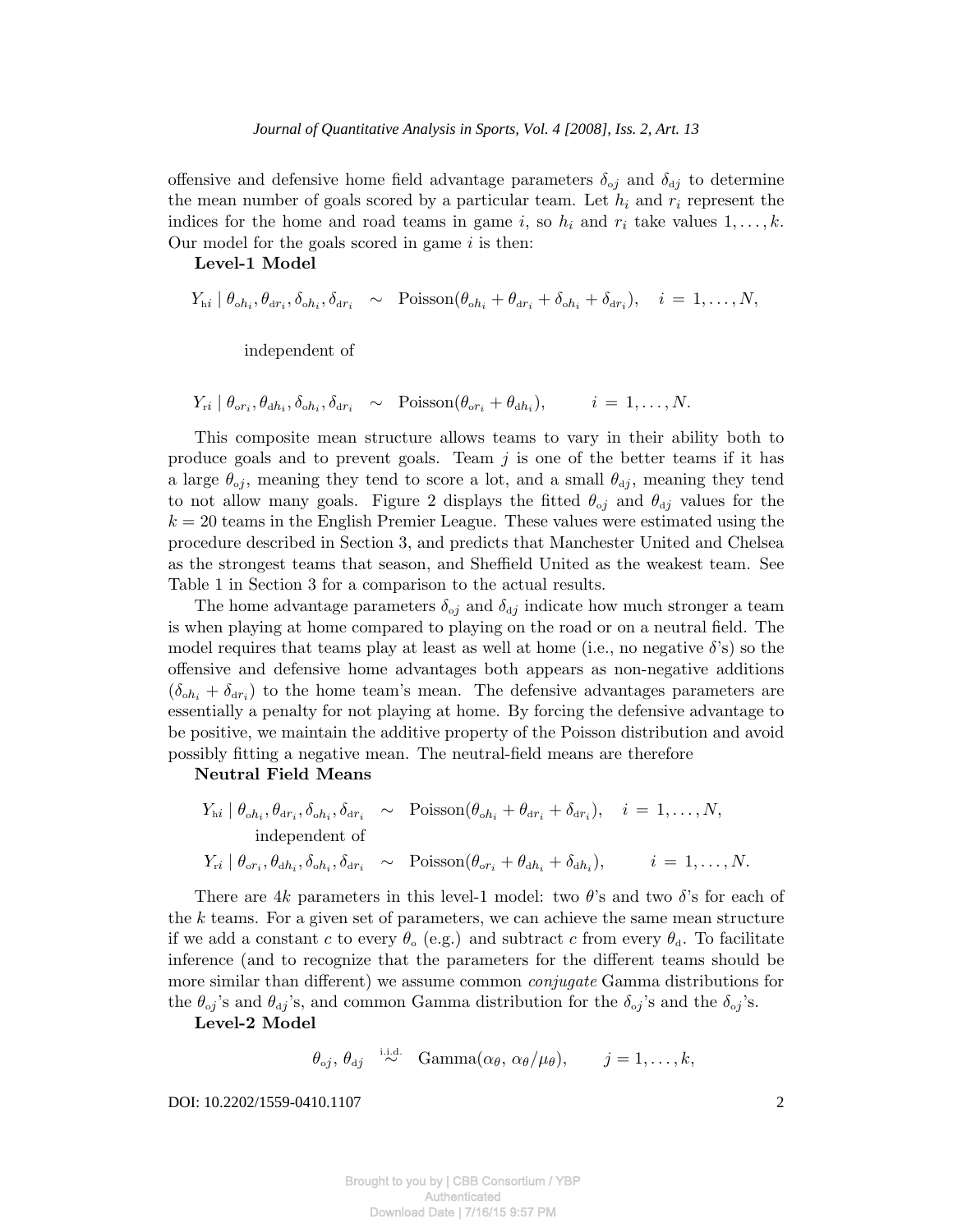offensive and defensive home field advantage parameters $\delta_{oj}$ and $\delta_{dj}$ to determine the mean number of goals scored by a particular team. Let $h_i$ and $r_i$ represent the indices for the home and road teams in game $i$, so $h_i$ and $r_i$ take values $1, \ldots, k$. Our model for the goals scored in game $i$ is then:

**Level-1 Model**

$$Y_{hi} \mid \theta_{oh_i}, \theta_{dr_i}, \delta_{oh_i}, \delta_{dr_i} \sim \text{Poisson}(\theta_{oh_i} + \theta_{dr_i} + \delta_{oh_i} + \delta_{dr_i}), \quad i = 1, \ldots, N,$$

independent of

$$Y_{ri} \mid \theta_{or_i}, \theta_{dh_i}, \delta_{oh_i}, \delta_{dr_i} \sim \text{Poisson}(\theta_{or_i} + \theta_{dh_i}), \qquad i = 1, \ldots, N.$$

This composite mean structure allows teams to vary in their ability both to produce goals and to prevent goals. Team $j$ is one of the better teams if it has a large $\theta_{oj}$, meaning they tend to score a lot, and a small $\theta_{dj}$, meaning they tend to not allow many goals. Figure 2 displays the fitted $\theta_{oj}$ and $\theta_{dj}$ values for the $k = 20$ teams in the English Premier League. These values were estimated using the procedure described in Section 3, and predicts that Manchester United and Chelsea as the strongest teams that season, and Sheffield United as the weakest team. See Table 1 in Section 3 for a comparison to the actual results.

The home advantage parameters $\delta_{oj}$ and $\delta_{dj}$ indicate how much stronger a team is when playing at home compared to playing on the road or on a neutral field. The model requires that teams play at least as well at home (i.e., no negative $\delta$'s) so the offensive and defensive home advantages both appears as non-negative additions $(\delta_{oh_i} + \delta_{dr_i})$ to the home team's mean. The defensive advantages parameters are essentially a penalty for not playing at home. By forcing the defensive advantage to be positive, we maintain the additive property of the Poisson distribution and avoid possibly fitting a negative mean. The neutral-field means are therefore

**Neutral Field Means**

$$Y_{hi} \mid \theta_{oh_i}, \theta_{dr_i}, \delta_{oh_i}, \delta_{dr_i} \sim \text{Poisson}(\theta_{oh_i} + \theta_{dr_i} + \delta_{dr_i}), \quad i = 1, \ldots, N,$$

independent of

$$Y_{ri} \mid \theta_{or_i}, \theta_{dh_i}, \delta_{oh_i}, \delta_{dr_i} \sim \text{Poisson}(\theta_{or_i} + \theta_{dh_i} + \delta_{dh_i}), \qquad i = 1, \ldots, N.$$

There are $4k$ parameters in this level-1 model: two $\theta$'s and two $\delta$'s for each of the $k$ teams. For a given set of parameters, we can achieve the same mean structure if we add a constant $c$ to every $\theta_o$ (e.g.) and subtract $c$ from every $\theta_d$. To facilitate inference (and to recognize that the parameters for the different teams should be more similar than different) we assume common *conjugate* Gamma distributions for the $\theta_{oj}$'s and $\theta_{dj}$'s, and common Gamma distribution for the $\delta_{oj}$'s and the $\delta_{oj}$'s.

**Level-2 Model**

$$\theta_{oj}, \theta_{dj} \overset{\text{i.i.d.}}{\sim} \text{Gamma}(\alpha_\theta, \alpha_\theta/\mu_\theta), \qquad j = 1, \ldots, k,$$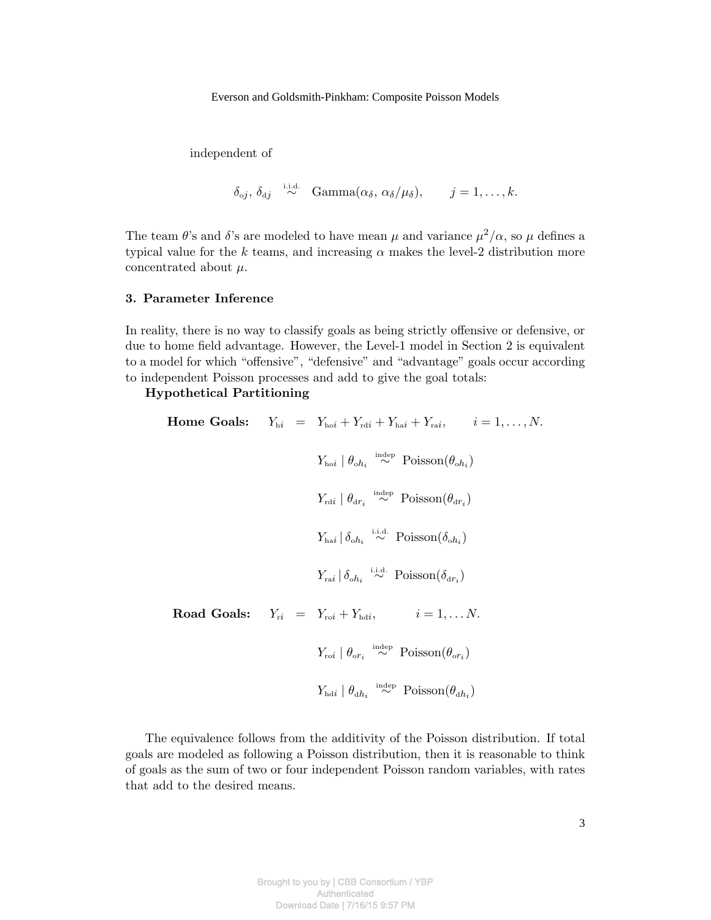independent of

$$\delta_{oj},\, \delta_{dj} \overset{\text{i.i.d.}}{\sim} \text{Gamma}(\alpha_\delta,\, \alpha_\delta/\mu_\delta), \qquad j = 1, \ldots, k.$$

The team $\theta$'s and $\delta$'s are modeled to have mean $\mu$ and variance $\mu^2/\alpha$, so $\mu$ defines a typical value for the $k$ teams, and increasing $\alpha$ makes the level-2 distribution more concentrated about $\mu$.

### 3. Parameter Inference

In reality, there is no way to classify goals as being strictly offensive or defensive, or due to home field advantage. However, the Level-1 model in Section 2 is equivalent to a model for which "offensive", "defensive" and "advantage" goals occur according to independent Poisson processes and add to give the goal totals:

**Hypothetical Partitioning**

$$\textbf{Home Goals:} \quad Y_{\text{h}i} = Y_{\text{ho}i} + Y_{\text{rd}i} + Y_{\text{ha}i} + Y_{\text{ra}i}, \qquad i = 1, \ldots, N.$$

$$Y_{\text{ho}i} \mid \theta_{\text{o}h_i} \overset{\text{indep}}{\sim} \text{Poisson}(\theta_{\text{o}h_i})$$

$$Y_{\text{rd}i} \mid \theta_{\text{d}r_i} \overset{\text{indep}}{\sim} \text{Poisson}(\theta_{\text{d}r_i})$$

$$Y_{\text{ha}i} \mid \delta_{\text{o}h_i} \overset{\text{i.i.d.}}{\sim} \text{Poisson}(\delta_{\text{o}h_i})$$

$$Y_{\text{ra}i} \mid \delta_{\text{o}h_i} \overset{\text{i.i.d.}}{\sim} \text{Poisson}(\delta_{\text{d}r_i})$$

$$\textbf{Road Goals:} \quad Y_{ri} = Y_{\text{ro}i} + Y_{\text{hd}i}, \qquad i = 1, \ldots N.$$

$$Y_{\text{ro}i} \mid \theta_{\text{o}r_i} \overset{\text{indep}}{\sim} \text{Poisson}(\theta_{\text{o}r_i})$$

$$Y_{\text{hd}i} \mid \theta_{\text{d}h_i} \overset{\text{indep}}{\sim} \text{Poisson}(\theta_{\text{d}h_i})$$

The equivalence follows from the additivity of the Poisson distribution. If total goals are modeled as following a Poisson distribution, then it is reasonable to think of goals as the sum of two or four independent Poisson random variables, with rates that add to the desired means.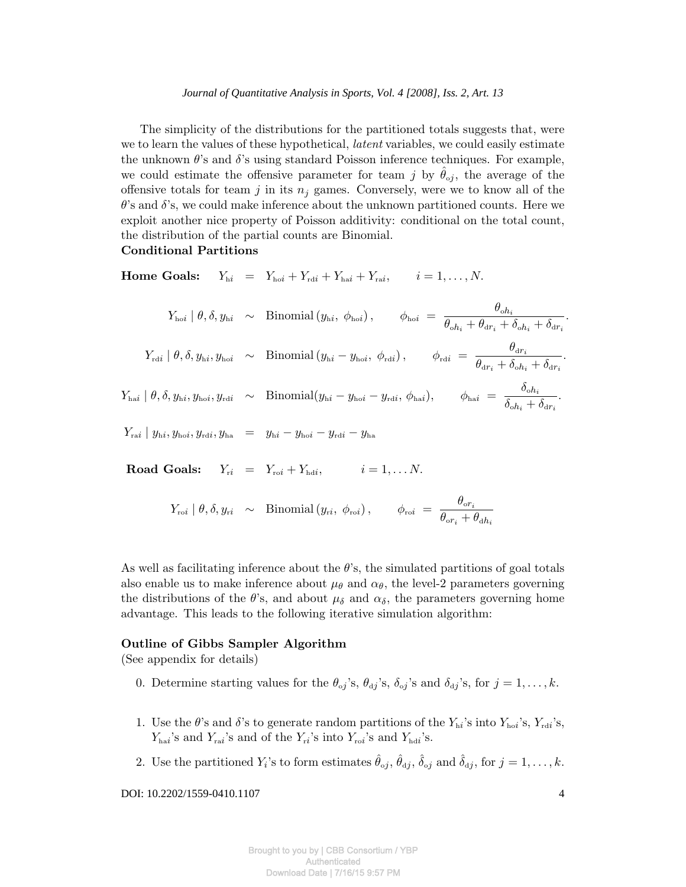The simplicity of the distributions for the partitioned totals suggests that, were we to learn the values of these hypothetical, *latent* variables, we could easily estimate the unknown $\theta$'s and $\delta$'s using standard Poisson inference techniques. For example, we could estimate the offensive parameter for team $j$ by $\hat{\theta}_{oj}$, the average of the offensive totals for team $j$ in its $n_j$ games. Conversely, were we to know all of the $\theta$'s and $\delta$'s, we could make inference about the unknown partitioned counts. Here we exploit another nice property of Poisson additivity: conditional on the total count, the distribution of the partial counts are Binomial.

**Conditional Partitions**

**Home Goals:**
$$Y_{\text{h}i} = Y_{\text{ho}i} + Y_{\text{rd}i} + Y_{\text{ha}i} + Y_{\text{ra}i}, \qquad i = 1, \ldots, N.$$

$$Y_{\text{ho}i} \mid \theta, \delta, y_{\text{h}i} \sim \text{Binomial}\left(y_{\text{h}i},\ \phi_{\text{ho}i}\right), \qquad \phi_{\text{ho}i} = \frac{\theta_{\text{o}h_i}}{\theta_{\text{o}h_i} + \theta_{\text{d}r_i} + \delta_{\text{o}h_i} + \delta_{\text{d}r_i}}.$$

$$Y_{\text{rd}i} \mid \theta, \delta, y_{\text{h}i}, y_{\text{ho}i} \sim \text{Binomial}\left(y_{\text{h}i} - y_{\text{ho}i},\ \phi_{\text{rd}i}\right), \qquad \phi_{\text{rd}i} = \frac{\theta_{\text{d}r_i}}{\theta_{\text{d}r_i} + \delta_{\text{o}h_i} + \delta_{\text{d}r_i}}.$$

$$Y_{\text{ha}i} \mid \theta, \delta, y_{\text{h}i}, y_{\text{ho}i}, y_{\text{rd}i} \sim \text{Binomial}(y_{\text{h}i} - y_{\text{ho}i} - y_{\text{rd}i},\ \phi_{\text{ha}i}), \qquad \phi_{\text{ha}i} = \frac{\delta_{\text{o}h_i}}{\delta_{\text{o}h_i} + \delta_{\text{d}r_i}}.$$

$$Y_{\text{ra}i} \mid y_{\text{h}i}, y_{\text{ho}i}, y_{\text{rd}i}, y_{\text{ha}} = y_{\text{h}i} - y_{\text{ho}i} - y_{\text{rd}i} - y_{\text{ha}}$$

**Road Goals:**
$$Y_{\text{r}i} = Y_{\text{ro}i} + Y_{\text{hd}i}, \qquad i = 1, \ldots N.$$

$$Y_{\text{ro}i} \mid \theta, \delta, y_{\text{r}i} \sim \text{Binomial}\left(y_{\text{r}i},\ \phi_{\text{ro}i}\right), \qquad \phi_{\text{ro}i} = \frac{\theta_{\text{o}r_i}}{\theta_{\text{o}r_i} + \theta_{\text{d}h_i}}$$

As well as facilitating inference about the $\theta$'s, the simulated partitions of goal totals also enable us to make inference about $\mu_\theta$ and $\alpha_\theta$, the level-2 parameters governing the distributions of the $\theta$'s, and about $\mu_\delta$ and $\alpha_\delta$, the parameters governing home advantage. This leads to the following iterative simulation algorithm:

**Outline of Gibbs Sampler Algorithm**

(See appendix for details)

0. Determine starting values for the $\theta_{oj}$'s, $\theta_{\text{d}j}$'s, $\delta_{oj}$'s and $\delta_{\text{d}j}$'s, for $j = 1, \ldots, k$.

1. Use the $\theta$'s and $\delta$'s to generate random partitions of the $Y_{\text{h}i}$'s into $Y_{\text{ho}i}$'s, $Y_{\text{rd}i}$'s, $Y_{\text{ha}i}$'s and $Y_{\text{ra}i}$'s and of the $Y_{\text{r}i}$'s into $Y_{\text{ro}i}$'s and $Y_{\text{hd}i}$'s.

2. Use the partitioned $Y_i$'s to form estimates $\hat{\theta}_{oj}$, $\hat{\theta}_{\text{d}j}$, $\hat{\delta}_{oj}$ and $\hat{\delta}_{\text{d}j}$, for $j = 1, \ldots, k$.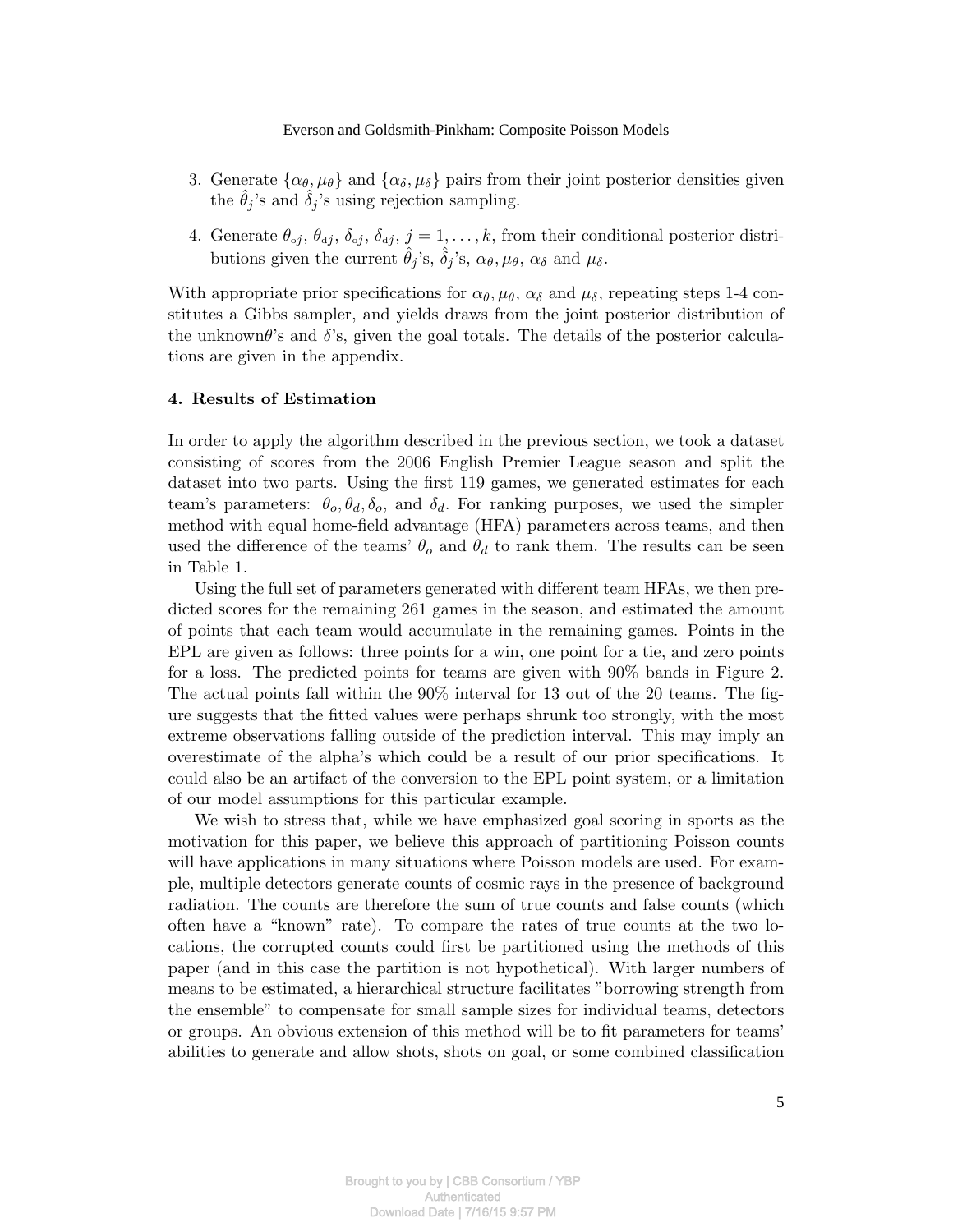3. Generate $\{\alpha_\theta, \mu_\theta\}$ and $\{\alpha_\delta, \mu_\delta\}$ pairs from their joint posterior densities given the $\hat{\theta}_j$'s and $\hat{\delta}_j$'s using rejection sampling.
4. Generate $\theta_{oj}$, $\theta_{dj}$, $\delta_{oj}$, $\delta_{dj}$, $j = 1, \ldots, k$, from their conditional posterior distributions given the current $\hat{\theta}_j$'s, $\hat{\delta}_j$'s, $\alpha_\theta, \mu_\theta$, $\alpha_\delta$ and $\mu_\delta$.

With appropriate prior specifications for $\alpha_\theta, \mu_\theta$, $\alpha_\delta$ and $\mu_\delta$, repeating steps 1-4 constitutes a Gibbs sampler, and yields draws from the joint posterior distribution of the unknown$\theta$'s and $\delta$'s, given the goal totals. The details of the posterior calculations are given in the appendix.

## 4. Results of Estimation

In order to apply the algorithm described in the previous section, we took a dataset consisting of scores from the 2006 English Premier League season and split the dataset into two parts. Using the first 119 games, we generated estimates for each team's parameters: $\theta_o, \theta_d, \delta_o$, and $\delta_d$. For ranking purposes, we used the simpler method with equal home-field advantage (HFA) parameters across teams, and then used the difference of the teams' $\theta_o$ and $\theta_d$ to rank them. The results can be seen in Table 1.

Using the full set of parameters generated with different team HFAs, we then predicted scores for the remaining 261 games in the season, and estimated the amount of points that each team would accumulate in the remaining games. Points in the EPL are given as follows: three points for a win, one point for a tie, and zero points for a loss. The predicted points for teams are given with 90% bands in Figure 2. The actual points fall within the 90% interval for 13 out of the 20 teams. The figure suggests that the fitted values were perhaps shrunk too strongly, with the most extreme observations falling outside of the prediction interval. This may imply an overestimate of the alpha's which could be a result of our prior specifications. It could also be an artifact of the conversion to the EPL point system, or a limitation of our model assumptions for this particular example.

We wish to stress that, while we have emphasized goal scoring in sports as the motivation for this paper, we believe this approach of partitioning Poisson counts will have applications in many situations where Poisson models are used. For example, multiple detectors generate counts of cosmic rays in the presence of background radiation. The counts are therefore the sum of true counts and false counts (which often have a "known" rate). To compare the rates of true counts at the two locations, the corrupted counts could first be partitioned using the methods of this paper (and in this case the partition is not hypothetical). With larger numbers of means to be estimated, a hierarchical structure facilitates "borrowing strength from the ensemble" to compensate for small sample sizes for individual teams, detectors or groups. An obvious extension of this method will be to fit parameters for teams' abilities to generate and allow shots, shots on goal, or some combined classification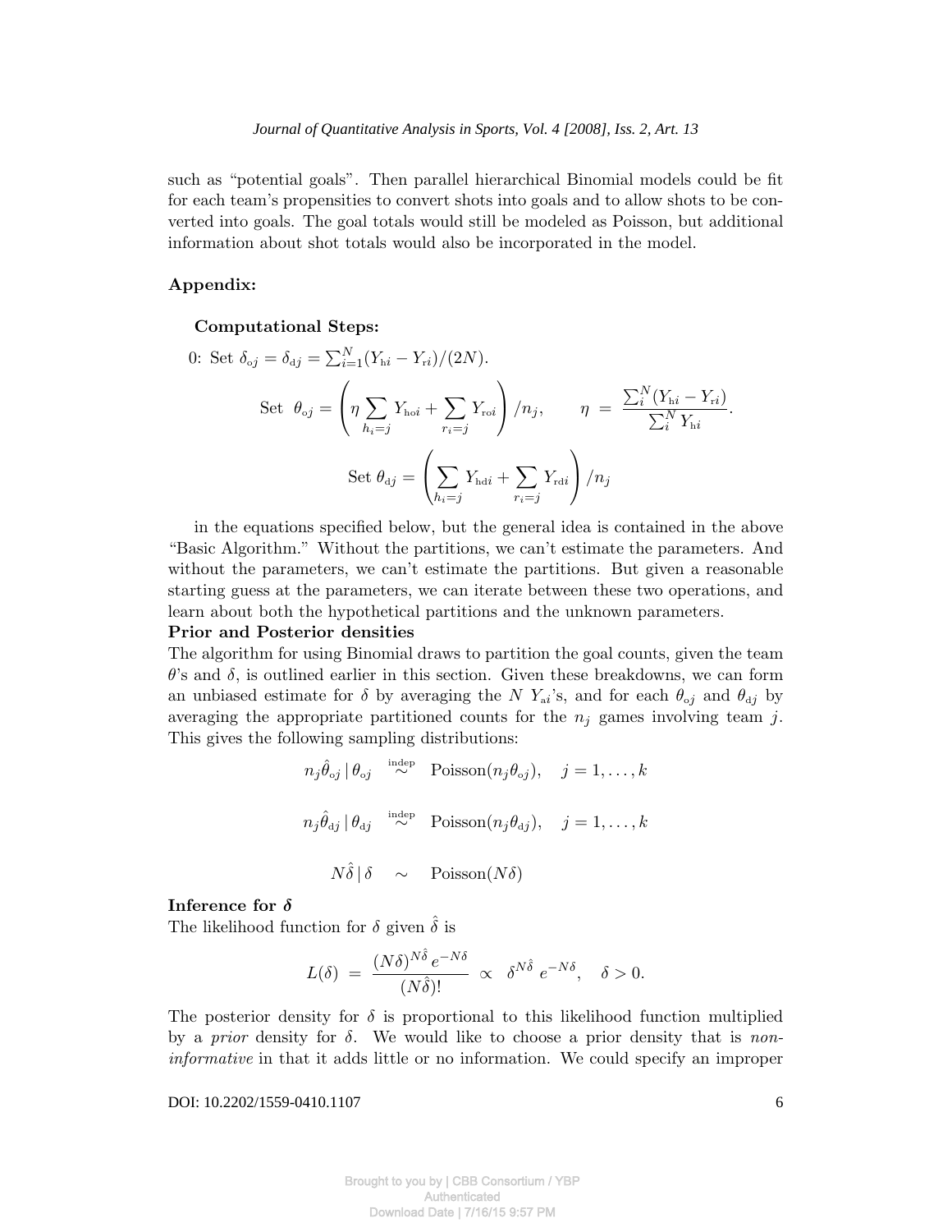such as "potential goals". Then parallel hierarchical Binomial models could be fit for each team's propensities to convert shots into goals and to allow shots to be converted into goals. The goal totals would still be modeled as Poisson, but additional information about shot totals would also be incorporated in the model.

## Appendix:

### Computational Steps:

0: Set $\delta_{oj} = \delta_{dj} = \sum_{i=1}^{N}(Y_{hi} - Y_{ri})/(2N)$.

$$\text{Set } \theta_{oj} = \left( \eta \sum_{h_i=j} Y_{hoi} + \sum_{r_i=j} Y_{roi} \right) / n_j, \qquad \eta \;=\; \frac{\sum_i^N (Y_{hi} - Y_{ri})}{\sum_i^N Y_{hi}}.$$

$$\text{Set } \theta_{dj} = \left( \sum_{h_i=j} Y_{hdi} + \sum_{r_i=j} Y_{rdi} \right) / n_j$$

in the equations specified below, but the general idea is contained in the above "Basic Algorithm." Without the partitions, we can't estimate the parameters. And without the parameters, we can't estimate the partitions. But given a reasonable starting guess at the parameters, we can iterate between these two operations, and learn about both the hypothetical partitions and the unknown parameters.

**Prior and Posterior densities**

The algorithm for using Binomial draws to partition the goal counts, given the team $\theta$'s and $\delta$, is outlined earlier in this section. Given these breakdowns, we can form an unbiased estimate for $\delta$ by averaging the $N$ $Y_{ai}$'s, and for each $\theta_{oj}$ and $\theta_{dj}$ by averaging the appropriate partitioned counts for the $n_j$ games involving team $j$. This gives the following sampling distributions:

$$n_j \hat{\theta}_{oj} \,|\, \theta_{oj} \overset{\text{indep}}{\sim} \text{Poisson}(n_j \theta_{oj}), \quad j = 1, \ldots, k$$

$$n_j \hat{\theta}_{dj} \,|\, \theta_{dj} \overset{\text{indep}}{\sim} \text{Poisson}(n_j \theta_{dj}), \quad j = 1, \ldots, k$$

$$N\hat{\delta} \,|\, \delta \quad \sim \quad \text{Poisson}(N\delta)$$

**Inference for $\delta$**

The likelihood function for $\delta$ given $\hat{\delta}$ is

$$L(\delta) \;=\; \frac{(N\delta)^{N\hat{\delta}}\, e^{-N\delta}}{(N\hat{\delta})!} \;\propto\; \delta^{N\hat{\delta}}\, e^{-N\delta}, \quad \delta > 0.$$

The posterior density for $\delta$ is proportional to this likelihood function multiplied by a *prior* density for $\delta$. We would like to choose a prior density that is *non-informative* in that it adds little or no information. We could specify an improper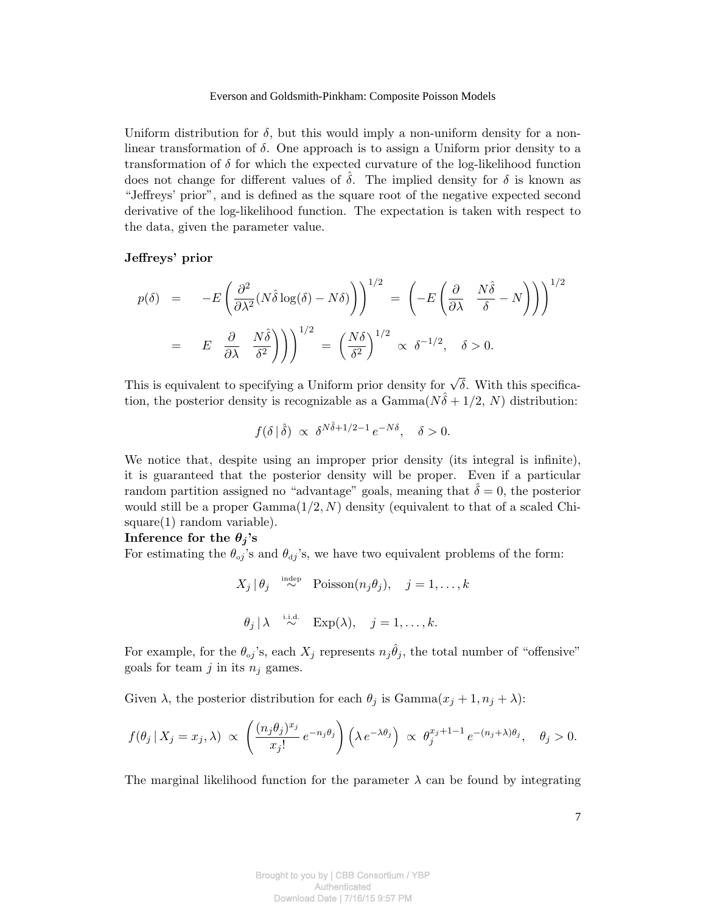Uniform distribution for $\delta$, but this would imply a non-uniform density for a non-linear transformation of $\delta$. One approach is to assign a Uniform prior density to a transformation of $\delta$ for which the expected curvature of the log-likelihood function does not change for different values of $\hat{\delta}$. The implied density for $\delta$ is known as "Jeffreys' prior", and is defined as the square root of the negative expected second derivative of the log-likelihood function. The expectation is taken with respect to the data, given the parameter value.

**Jeffreys' prior**

$$
\begin{aligned}
p(\delta) &= -E\left(\frac{\partial^2}{\partial\lambda^2}(N\hat{\delta}\log(\delta) - N\delta)\right)\Bigg)^{1/2} = \left(-E\left(\frac{\partial}{\partial\lambda} \quad \frac{N\hat{\delta}}{\delta} - N\right)\right)\Bigg)^{1/2} \\
&= \quad E \quad \frac{\partial}{\partial\lambda} \quad \frac{N\hat{\delta}}{\delta^2}\Bigg)\Bigg)\Bigg)^{1/2} = \left(\frac{N\delta}{\delta^2}\right)^{1/2} \propto \delta^{-1/2}, \quad \delta > 0.
\end{aligned}
$$

This is equivalent to specifying a Uniform prior density for $\sqrt{\delta}$. With this specification, the posterior density is recognizable as a Gamma($N\hat{\delta} + 1/2$, $N$) distribution:

$$
f(\delta \,|\, \hat{\delta}) \propto \delta^{N\hat{\delta}+1/2-1} \, e^{-N\delta}, \quad \delta > 0.
$$

We notice that, despite using an improper prior density (its integral is infinite), it is guaranteed that the posterior density will be proper. Even if a particular random partition assigned no "advantage" goals, meaning that $\hat{\delta} = 0$, the posterior would still be a proper Gamma$(1/2, N)$ density (equivalent to that of a scaled Chi-square(1) random variable).

**Inference for the $\theta_j$'s**

For estimating the $\theta_{oj}$'s and $\theta_{dj}$'s, we have two equivalent problems of the form:

$$
X_j \,|\, \theta_j \overset{\text{indep}}{\sim} \text{Poisson}(n_j\theta_j), \quad j = 1, \ldots, k
$$

$$
\theta_j \,|\, \lambda \overset{\text{i.i.d.}}{\sim} \text{Exp}(\lambda), \quad j = 1, \ldots, k.
$$

For example, for the $\theta_{oj}$'s, each $X_j$ represents $n_j\hat{\theta}_j$, the total number of "offensive" goals for team $j$ in its $n_j$ games.

Given $\lambda$, the posterior distribution for each $\theta_j$ is Gamma$(x_j + 1, n_j + \lambda)$:

$$
f(\theta_j \,|\, X_j = x_j, \lambda) \propto \left(\frac{(n_j\theta_j)^{x_j}}{x_j!} \, e^{-n_j\theta_j}\right)\left(\lambda \, e^{-\lambda\theta_j}\right) \propto \theta_j^{x_j+1-1} \, e^{-(n_j+\lambda)\theta_j}, \quad \theta_j > 0.
$$

The marginal likelihood function for the parameter $\lambda$ can be found by integrating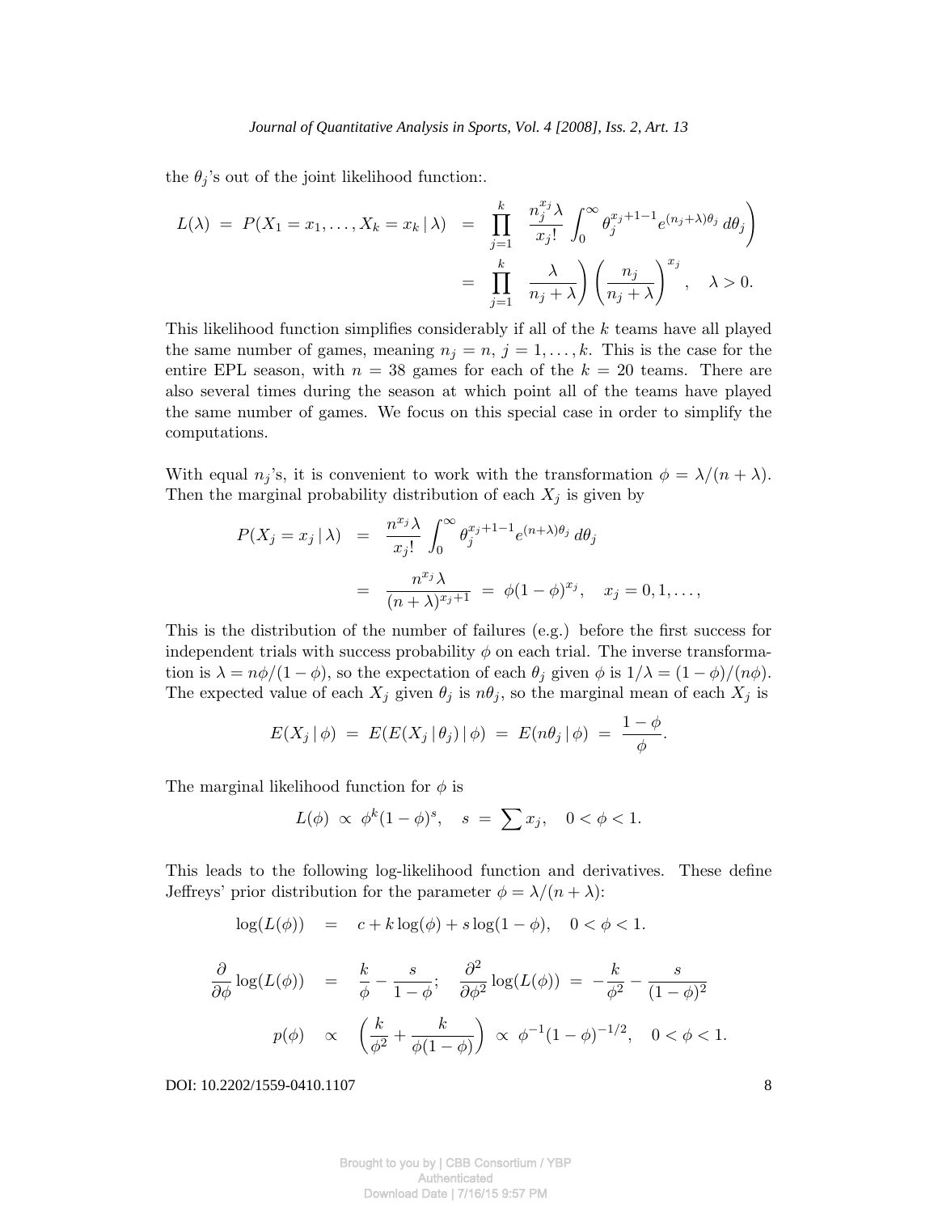the $\theta_j$'s out of the joint likelihood function:.

$$
\begin{aligned}
L(\lambda) \;=\; P(X_1 = x_1, \ldots, X_k = x_k \,|\, \lambda) \;&=\; \prod_{j=1}^{k} \;\; \frac{n_j^{x_j}\lambda}{x_j!} \int_0^\infty \theta_j^{x_j+1-1} e^{(n_j+\lambda)\theta_j}\, d\theta_j \Bigg) \\
&=\; \prod_{j=1}^{k} \;\; \frac{\lambda}{n_j+\lambda}\Bigg) \left(\frac{n_j}{n_j+\lambda}\right)^{x_j}, \quad \lambda > 0.
\end{aligned}
$$

This likelihood function simplifies considerably if all of the $k$ teams have all played the same number of games, meaning $n_j = n,\ j = 1, \ldots, k$. This is the case for the entire EPL season, with $n = 38$ games for each of the $k = 20$ teams. There are also several times during the season at which point all of the teams have played the same number of games. We focus on this special case in order to simplify the computations.

With equal $n_j$'s, it is convenient to work with the transformation $\phi = \lambda/(n+\lambda)$. Then the marginal probability distribution of each $X_j$ is given by

$$
\begin{aligned}
P(X_j = x_j \,|\, \lambda) \;&=\; \frac{n^{x_j}\lambda}{x_j!} \int_0^\infty \theta_j^{x_j+1-1} e^{(n+\lambda)\theta_j}\, d\theta_j \\
&=\; \frac{n^{x_j}\lambda}{(n+\lambda)^{x_j+1}} \;=\; \phi(1-\phi)^{x_j}, \quad x_j = 0, 1, \ldots,
\end{aligned}
$$

This is the distribution of the number of failures (e.g.) before the first success for independent trials with success probability $\phi$ on each trial. The inverse transformation is $\lambda = n\phi/(1-\phi)$, so the expectation of each $\theta_j$ given $\phi$ is $1/\lambda = (1-\phi)/(n\phi)$. The expected value of each $X_j$ given $\theta_j$ is $n\theta_j$, so the marginal mean of each $X_j$ is

$$
E(X_j \,|\, \phi) \;=\; E(E(X_j \,|\, \theta_j) \,|\, \phi) \;=\; E(n\theta_j \,|\, \phi) \;=\; \frac{1-\phi}{\phi}.
$$

The marginal likelihood function for $\phi$ is

$$
L(\phi) \;\propto\; \phi^k (1-\phi)^s, \quad s \;=\; \sum x_j, \quad 0 < \phi < 1.
$$

This leads to the following log-likelihood function and derivatives. These define Jeffreys' prior distribution for the parameter $\phi = \lambda/(n+\lambda)$:

$$
\log(L(\phi)) \;=\; c + k\log(\phi) + s\log(1-\phi), \quad 0 < \phi < 1.
$$

$$
\frac{\partial}{\partial\phi}\log(L(\phi)) \;=\; \frac{k}{\phi} - \frac{s}{1-\phi}; \quad \frac{\partial^2}{\partial\phi^2}\log(L(\phi)) \;=\; -\frac{k}{\phi^2} - \frac{s}{(1-\phi)^2}
$$

$$
p(\phi) \;\propto\; \left(\frac{k}{\phi^2} + \frac{k}{\phi(1-\phi)}\right) \;\propto\; \phi^{-1}(1-\phi)^{-1/2}, \quad 0 < \phi < 1.
$$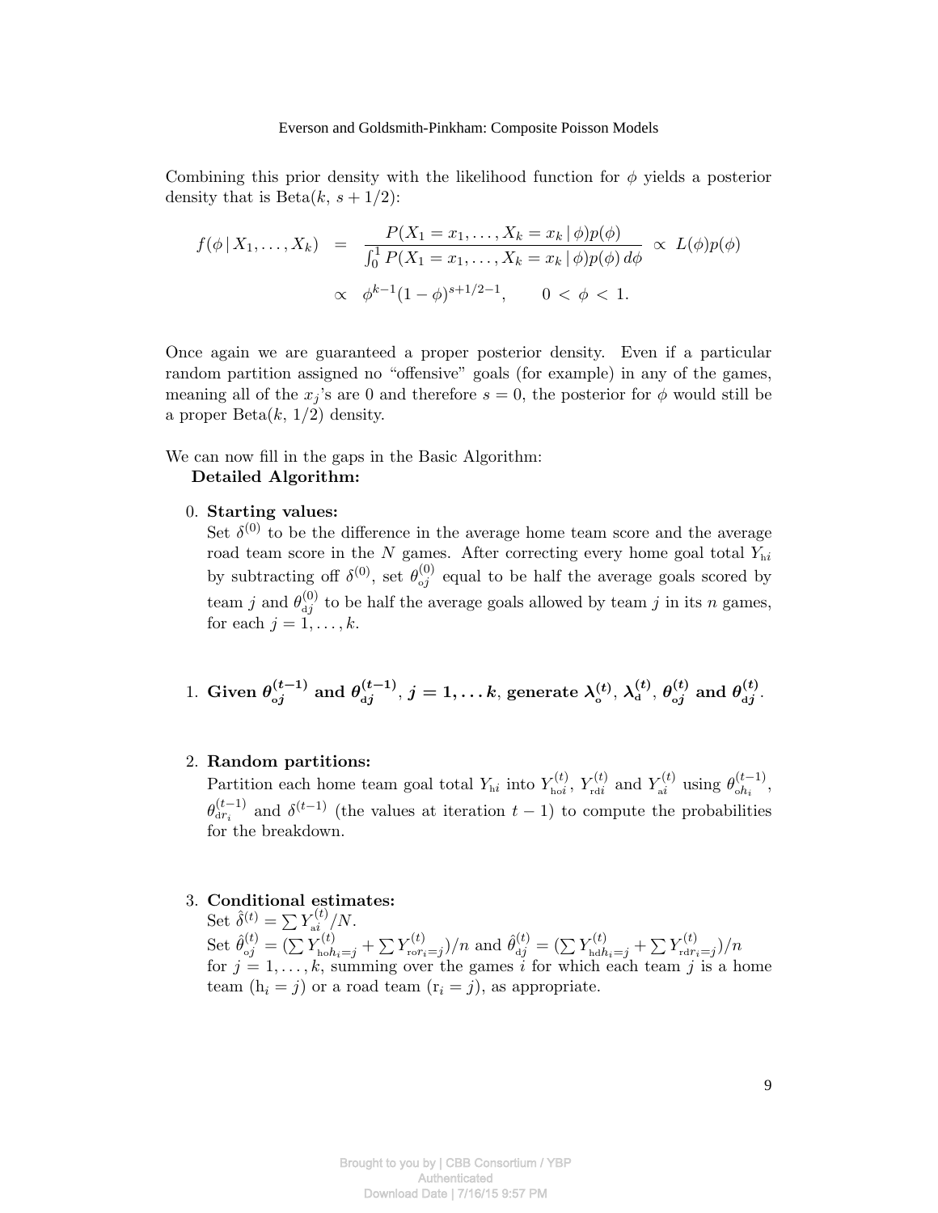Combining this prior density with the likelihood function for $\phi$ yields a posterior density that is Beta($k$, $s + 1/2$):

$$
\begin{aligned}
f(\phi \,|\, X_1, \ldots, X_k) &= \frac{P(X_1 = x_1, \ldots, X_k = x_k \,|\, \phi)p(\phi)}{\int_0^1 P(X_1 = x_1, \ldots, X_k = x_k \,|\, \phi)p(\phi)\, d\phi} \propto L(\phi)p(\phi) \\
&\propto \phi^{k-1}(1-\phi)^{s+1/2-1}, \qquad 0 < \phi < 1.
\end{aligned}
$$

Once again we are guaranteed a proper posterior density. Even if a particular random partition assigned no "offensive" goals (for example) in any of the games, meaning all of the $x_j$'s are 0 and therefore $s = 0$, the posterior for $\phi$ would still be a proper Beta($k$, $1/2$) density.

We can now fill in the gaps in the Basic Algorithm:

**Detailed Algorithm:**

0. **Starting values:**
   Set $\delta^{(0)}$ to be the difference in the average home team score and the average road team score in the $N$ games. After correcting every home goal total $Y_{\mathrm{h}i}$ by subtracting off $\delta^{(0)}$, set $\theta_{\mathrm{o}j}^{(0)}$ equal to be half the average goals scored by team $j$ and $\theta_{\mathrm{d}j}^{(0)}$ to be half the average goals allowed by team $j$ in its $n$ games, for each $j = 1, \ldots, k$.

1. **Given $\theta_{\mathrm{o}j}^{(t-1)}$ and $\theta_{\mathrm{d}j}^{(t-1)}$, $j = 1, \ldots k$, generate $\lambda_{\mathrm{o}}^{(t)}$, $\lambda_{\mathrm{d}}^{(t)}$, $\theta_{\mathrm{o}j}^{(t)}$ and $\theta_{\mathrm{d}j}^{(t)}$.**

2. **Random partitions:**
   Partition each home team goal total $Y_{\mathrm{h}i}$ into $Y_{\mathrm{ho}i}^{(t)}$, $Y_{\mathrm{rd}i}^{(t)}$ and $Y_{\mathrm{a}i}^{(t)}$ using $\theta_{oh_i}^{(t-1)}$, $\theta_{dr_i}^{(t-1)}$ and $\delta^{(t-1)}$ (the values at iteration $t-1$) to compute the probabilities for the breakdown.

3. **Conditional estimates:**
   Set $\hat{\delta}^{(t)} = \sum Y_{\mathrm{a}i}^{(t)}/N$.
   Set $\hat{\theta}_{\mathrm{o}j}^{(t)} = (\sum Y_{\mathrm{ho}h_i=j}^{(t)} + \sum Y_{\mathrm{ro}r_i=j}^{(t)})/n$ and $\hat{\theta}_{\mathrm{d}j}^{(t)} = (\sum Y_{\mathrm{hd}h_i=j}^{(t)} + \sum Y_{\mathrm{rd}r_i=j}^{(t)})/n$ for $j = 1, \ldots, k$, summing over the games $i$ for which each team $j$ is a home team ($\mathrm{h}_i = j$) or a road team ($\mathrm{r}_i = j$), as appropriate.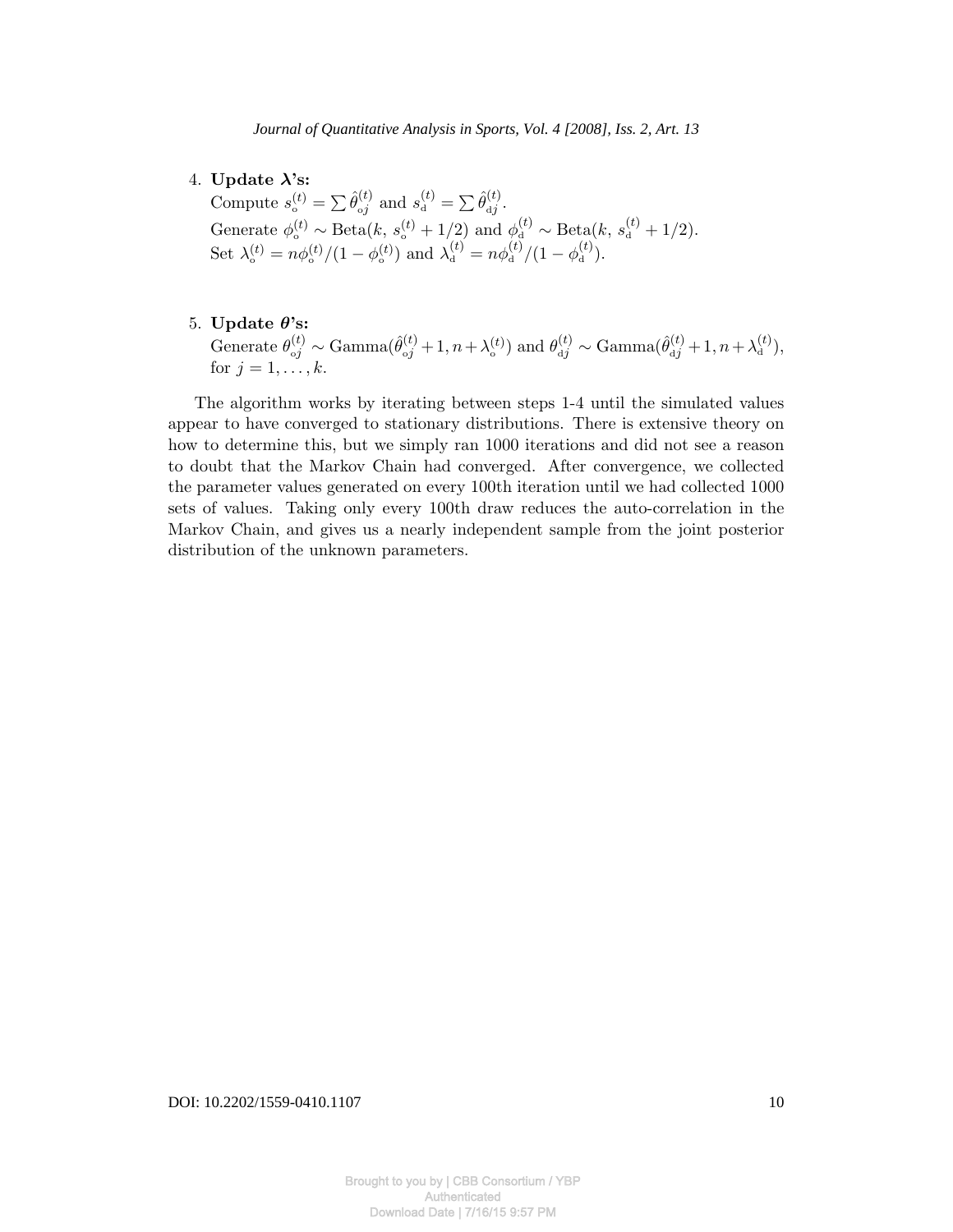4. **Update $\boldsymbol{\lambda}$'s:**
   Compute $s_{\text{o}}^{(t)} = \sum \hat{\theta}_{\text{o}j}^{(t)}$ and $s_{\text{d}}^{(t)} = \sum \hat{\theta}_{\text{d}j}^{(t)}$.
   Generate $\phi_{\text{o}}^{(t)} \sim \text{Beta}(k,\, s_{\text{o}}^{(t)} + 1/2)$ and $\phi_{\text{d}}^{(t)} \sim \text{Beta}(k,\, s_{\text{d}}^{(t)} + 1/2)$.
   Set $\lambda_{\text{o}}^{(t)} = n\phi_{\text{o}}^{(t)}/(1 - \phi_{\text{o}}^{(t)})$ and $\lambda_{\text{d}}^{(t)} = n\phi_{\text{d}}^{(t)}/(1 - \phi_{\text{d}}^{(t)})$.

5. **Update $\boldsymbol{\theta}$'s:**
   Generate $\theta_{\text{o}j}^{(t)} \sim \text{Gamma}(\hat{\theta}_{\text{o}j}^{(t)} + 1, n + \lambda_{\text{o}}^{(t)})$ and $\theta_{\text{d}j}^{(t)} \sim \text{Gamma}(\hat{\theta}_{\text{d}j}^{(t)} + 1, n + \lambda_{\text{d}}^{(t)})$, for $j = 1, \ldots, k$.

The algorithm works by iterating between steps 1-4 until the simulated values appear to have converged to stationary distributions. There is extensive theory on how to determine this, but we simply ran 1000 iterations and did not see a reason to doubt that the Markov Chain had converged. After convergence, we collected the parameter values generated on every 100th iteration until we had collected 1000 sets of values. Taking only every 100th draw reduces the auto-correlation in the Markov Chain, and gives us a nearly independent sample from the joint posterior distribution of the unknown parameters.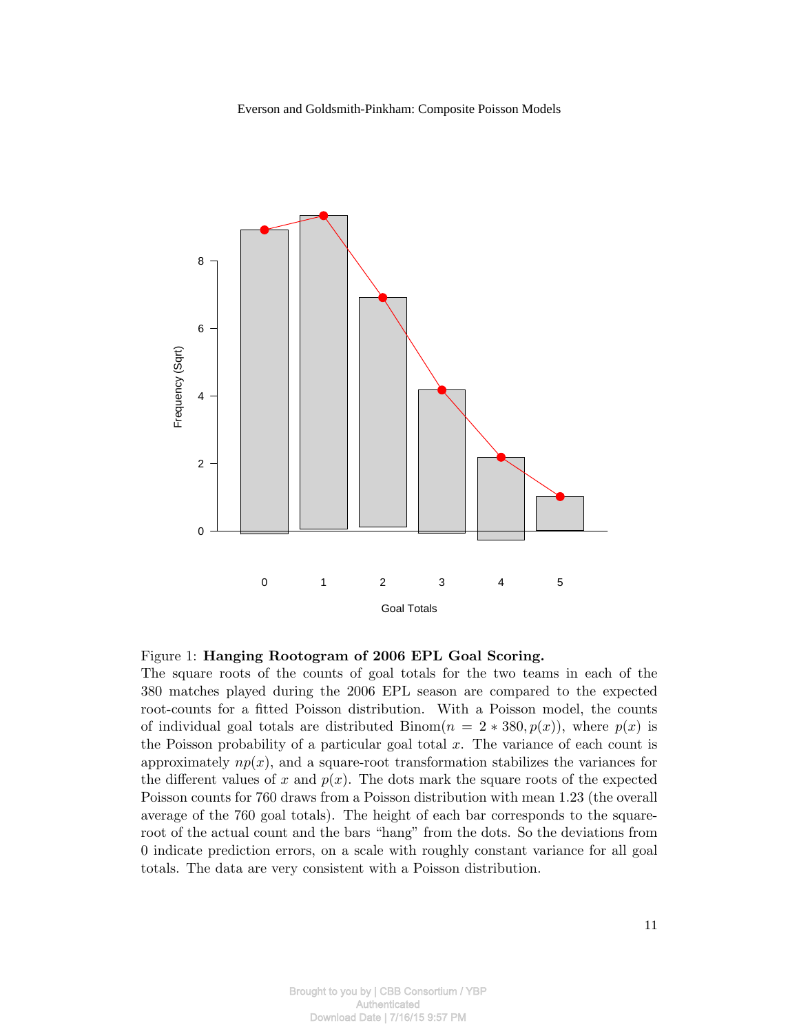Figure 1: **Hanging Rootogram of 2006 EPL Goal Scoring.**
The square roots of the counts of goal totals for the two teams in each of the 380 matches played during the 2006 EPL season are compared to the expected root-counts for a fitted Poisson distribution. With a Poisson model, the counts of individual goal totals are distributed $\text{Binom}(n = 2 * 380, p(x))$, where $p(x)$ is the Poisson probability of a particular goal total $x$. The variance of each count is approximately $np(x)$, and a square-root transformation stabilizes the variances for the different values of $x$ and $p(x)$. The dots mark the square roots of the expected Poisson counts for 760 draws from a Poisson distribution with mean 1.23 (the overall average of the 760 goal totals). The height of each bar corresponds to the square-root of the actual count and the bars "hang" from the dots. So the deviations from 0 indicate prediction errors, on a scale with roughly constant variance for all goal totals. The data are very consistent with a Poisson distribution.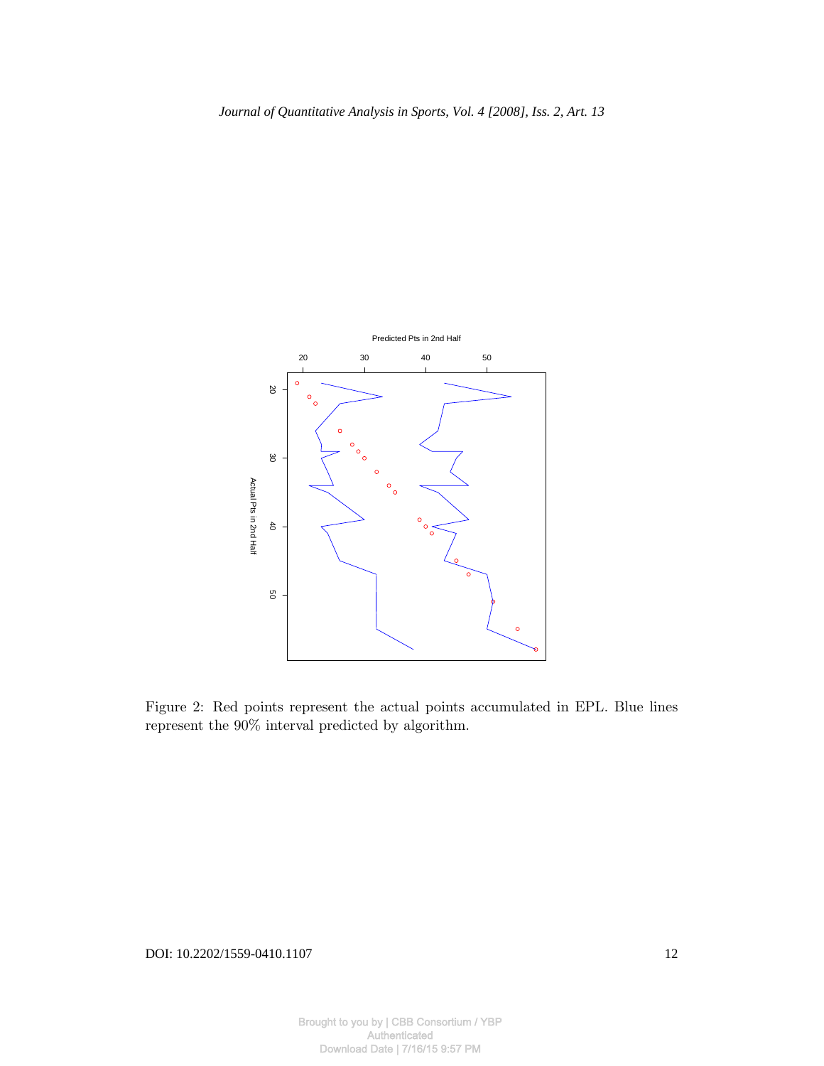Figure 2: Red points represent the actual points accumulated in EPL. Blue lines represent the 90% interval predicted by algorithm.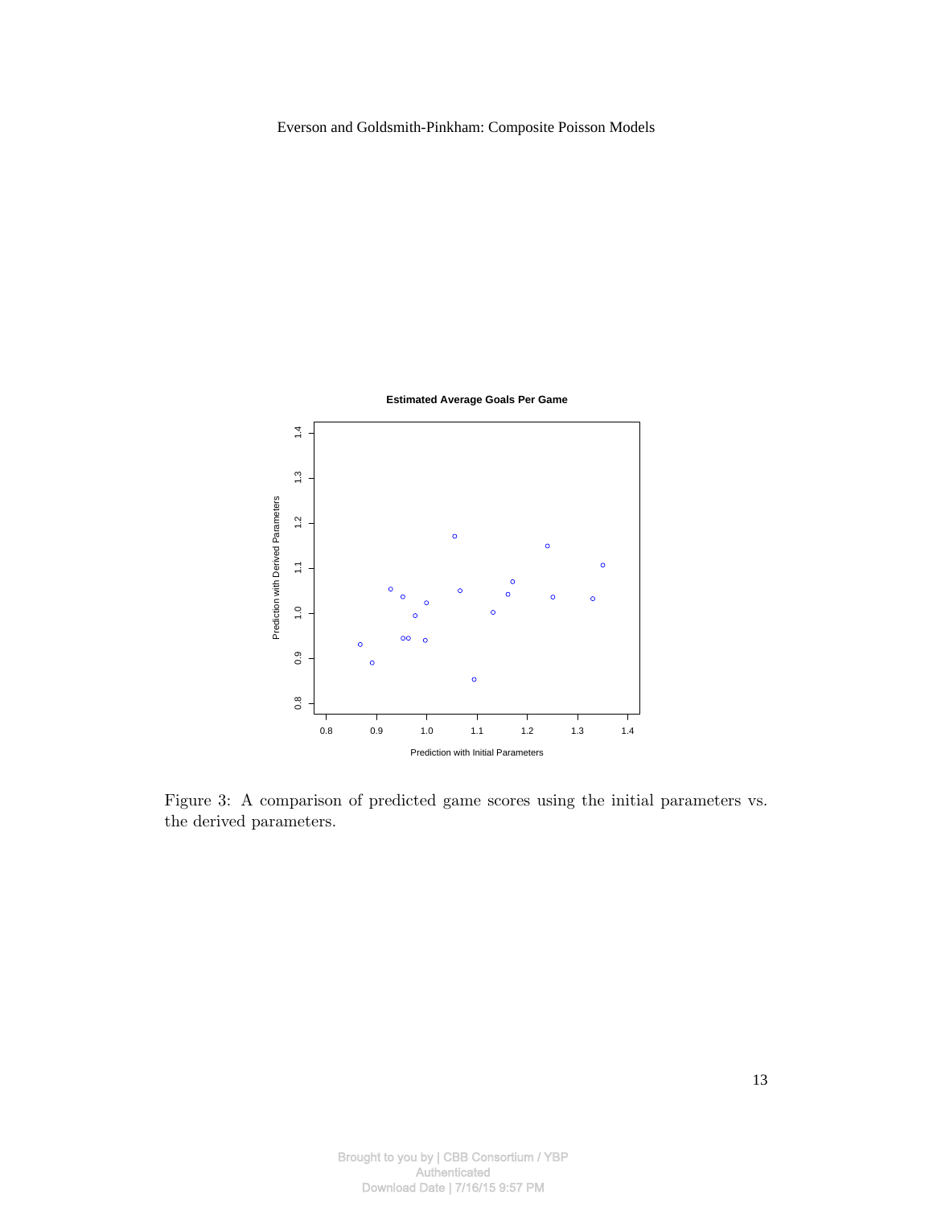Figure 3: A comparison of predicted game scores using the initial parameters vs. the derived parameters.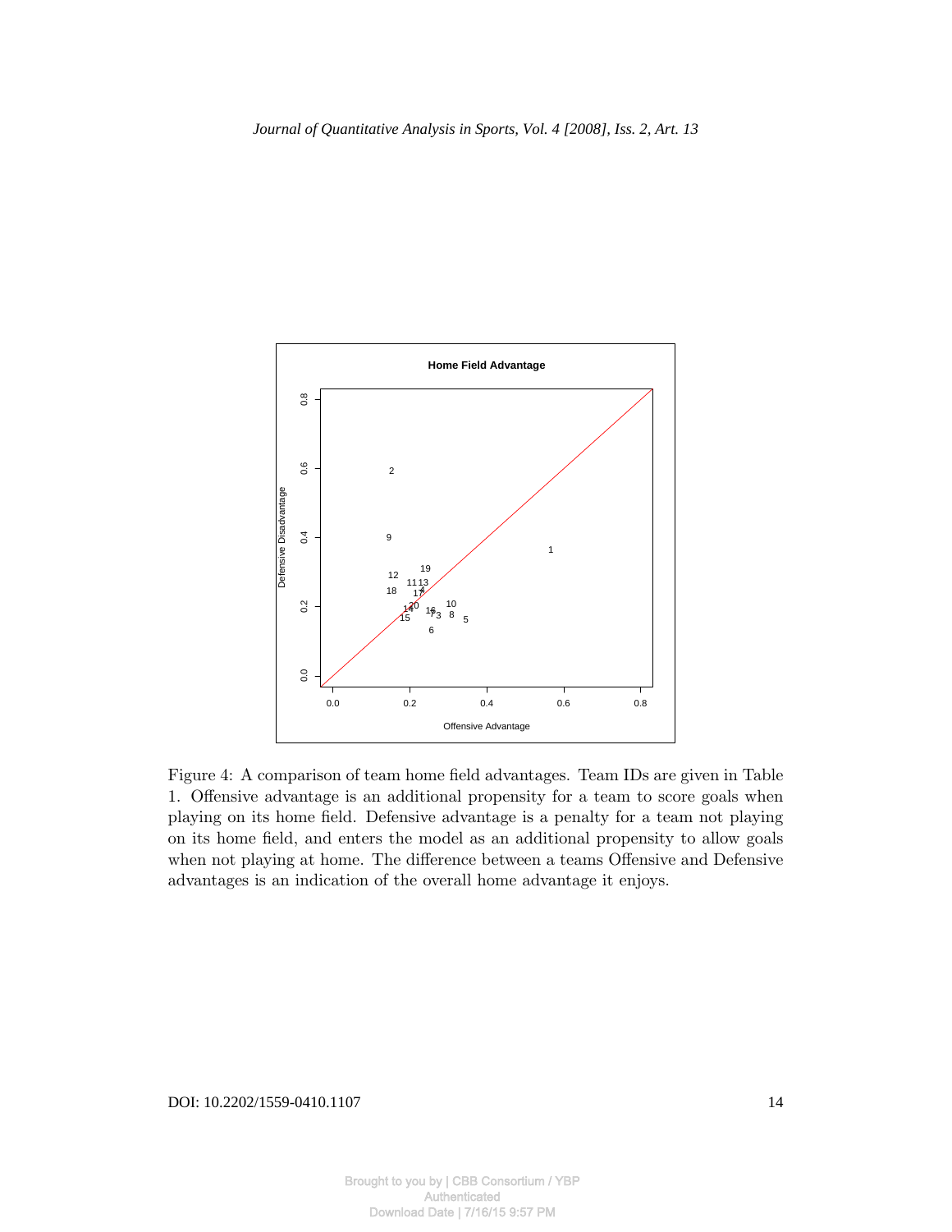Figure 4: A comparison of team home field advantages. Team IDs are given in Table 1. Offensive advantage is an additional propensity for a team to score goals when playing on its home field. Defensive advantage is a penalty for a team not playing on its home field, and enters the model as an additional propensity to allow goals when not playing at home. The difference between a teams Offensive and Defensive advantages is an indication of the overall home advantage it enjoys.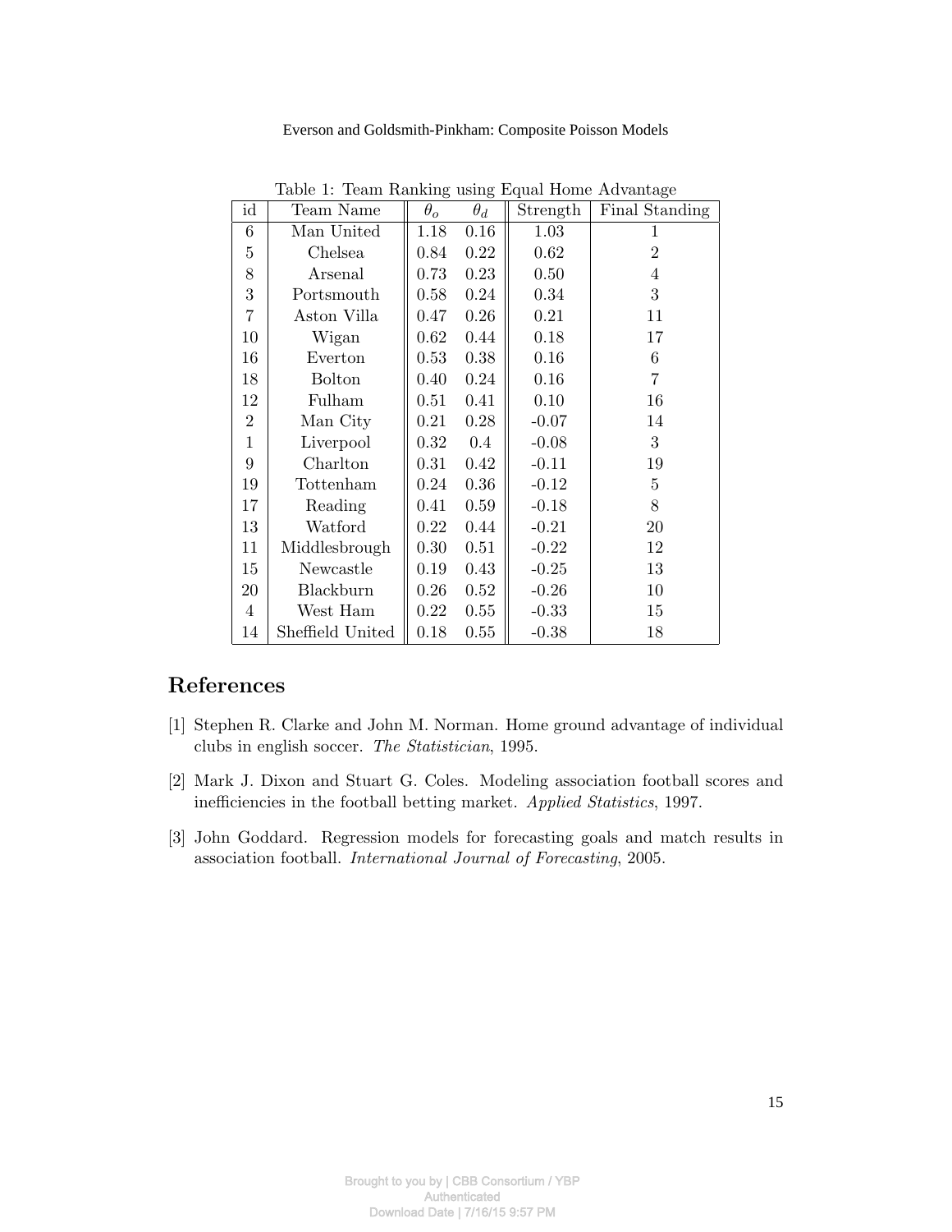Table 1: Team Ranking using Equal Home Advantage

| id | Team Name | $\theta_o$ | $\theta_d$ | Strength | Final Standing |
|---|---|---|---|---|---|
| 6 | Man United | 1.18 | 0.16 | 1.03 | 1 |
| 5 | Chelsea | 0.84 | 0.22 | 0.62 | 2 |
| 8 | Arsenal | 0.73 | 0.23 | 0.50 | 4 |
| 3 | Portsmouth | 0.58 | 0.24 | 0.34 | 3 |
| 7 | Aston Villa | 0.47 | 0.26 | 0.21 | 11 |
| 10 | Wigan | 0.62 | 0.44 | 0.18 | 17 |
| 16 | Everton | 0.53 | 0.38 | 0.16 | 6 |
| 18 | Bolton | 0.40 | 0.24 | 0.16 | 7 |
| 12 | Fulham | 0.51 | 0.41 | 0.10 | 16 |
| 2 | Man City | 0.21 | 0.28 | -0.07 | 14 |
| 1 | Liverpool | 0.32 | 0.4 | -0.08 | 3 |
| 9 | Charlton | 0.31 | 0.42 | -0.11 | 19 |
| 19 | Tottenham | 0.24 | 0.36 | -0.12 | 5 |
| 17 | Reading | 0.41 | 0.59 | -0.18 | 8 |
| 13 | Watford | 0.22 | 0.44 | -0.21 | 20 |
| 11 | Middlesbrough | 0.30 | 0.51 | -0.22 | 12 |
| 15 | Newcastle | 0.19 | 0.43 | -0.25 | 13 |
| 20 | Blackburn | 0.26 | 0.52 | -0.26 | 10 |
| 4 | West Ham | 0.22 | 0.55 | -0.33 | 15 |
| 14 | Sheffield United | 0.18 | 0.55 | -0.38 | 18 |

## References

[1] Stephen R. Clarke and John M. Norman. Home ground advantage of individual clubs in english soccer. *The Statistician*, 1995.

[2] Mark J. Dixon and Stuart G. Coles. Modeling association football scores and inefficiencies in the football betting market. *Applied Statistics*, 1997.

[3] John Goddard. Regression models for forecasting goals and match results in association football. *International Journal of Forecasting*, 2005.